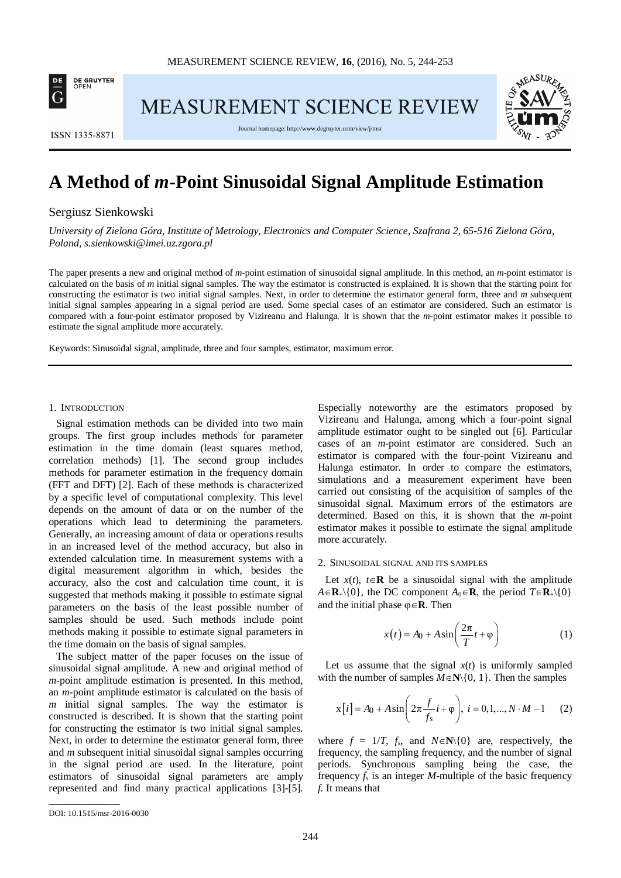DE GRUYTER OPEN

# MEASUREMENT SCIENCE REVIEW

ISSN 1335-8871

Journal homepage: http://www.degruyter.com/view/j/msr

# A Method of *m*-Point Sinusoidal Signal Amplitude Estimation

Sergiusz Sienkowski

*University of Zielona Góra, Institute of Metrology, Electronics and Computer Science, Szafrana 2, 65-516 Zielona Góra, Poland, s.sienkowski@imei.uz.zgora.pl*

The paper presents a new and original method of *m*-point estimation of sinusoidal signal amplitude. In this method, an *m*-point estimator is calculated on the basis of *m* initial signal samples. The way the estimator is constructed is explained. It is shown that the starting point for constructing the estimator is two initial signal samples. Next, in order to determine the estimator general form, three and *m* subsequent initial signal samples appearing in a signal period are used. Some special cases of an estimator are considered. Such an estimator is compared with a four-point estimator proposed by Vizireanu and Halunga. It is shown that the *m*-point estimator makes it possible to estimate the signal amplitude more accurately.

Keywords: Sinusoidal signal, amplitude, three and four samples, estimator, maximum error.

## 1. Introduction

Signal estimation methods can be divided into two main groups. The first group includes methods for parameter estimation in the time domain (least squares method, correlation methods) [1]. The second group includes methods for parameter estimation in the frequency domain (FFT and DFT) [2]. Each of these methods is characterized by a specific level of computational complexity. This level depends on the amount of data or on the number of the operations which lead to determining the parameters. Generally, an increasing amount of data or operations results in an increased level of the method accuracy, but also in extended calculation time. In measurement systems with a digital measurement algorithm in which, besides the accuracy, also the cost and calculation time count, it is suggested that methods making it possible to estimate signal parameters on the basis of the least possible number of samples should be used. Such methods include point methods making it possible to estimate signal parameters in the time domain on the basis of signal samples.

The subject matter of the paper focuses on the issue of sinusoidal signal amplitude. A new and original method of *m*-point amplitude estimation is presented. In this method, an *m*-point amplitude estimator is calculated on the basis of *m* initial signal samples. The way the estimator is constructed is described. It is shown that the starting point for constructing the estimator is two initial signal samples. Next, in order to determine the estimator general form, three and *m* subsequent initial sinusoidal signal samples occurring in the signal period are used. In the literature, point estimators of sinusoidal signal parameters are amply represented and find many practical applications [3]-[5]. Especially noteworthy are the estimators proposed by Vizireanu and Halunga, among which a four-point signal amplitude estimator ought to be singled out [6]. Particular cases of an *m*-point estimator are considered. Such an estimator is compared with the four-point Vizireanu and Halunga estimator. In order to compare the estimators, simulations and a measurement experiment have been carried out consisting of the acquisition of samples of the sinusoidal signal. Maximum errors of the estimators are determined. Based on this, it is shown that the *m*-point estimator makes it possible to estimate the signal amplitude more accurately.

## 2. Sinusoidal signal and its samples

Let $x(t)$, $t\in\mathbf{R}$ be a sinusoidal signal with the amplitude $A\in\mathbf{R}_+\backslash\{0\}$, the DC component $A_0\in\mathbf{R}$, the period $T\in\mathbf{R}_+\backslash\{0\}$ and the initial phase $\varphi\in\mathbf{R}$. Then

$$x(t) = A_0 + A\sin\left(\frac{2\pi}{T}t + \varphi\right) \tag{1}$$

Let us assume that the signal $x(t)$ is uniformly sampled with the number of samples $M\in\mathbf{N}\backslash\{0, 1\}$. Then the samples

$$\mathrm{x}[i] = A_0 + A\sin\left(2\pi\frac{f}{f_s}i + \varphi\right),\ i = 0,1,...,N\cdot M - 1 \tag{2}$$

where $f = 1/T$, $f_s$, and $N\in\mathbf{N}\backslash\{0\}$ are, respectively, the frequency, the sampling frequency, and the number of signal periods. Synchronous sampling being the case, the frequency $f_s$ is an integer $M$-multiple of the basic frequency $f$. It means that

DOI: 10.1515/msr-2016-0030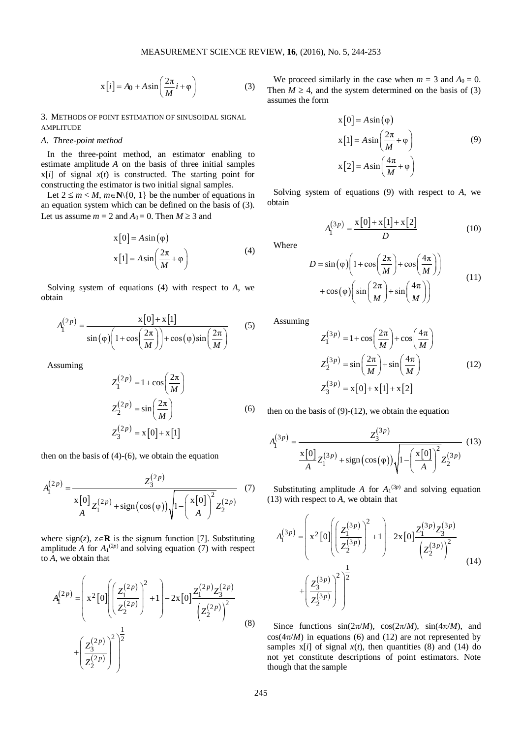$$\mathrm{x}[i] = A_0 + A\sin\left(\frac{2\pi}{M}i + \varphi\right) \tag{3}$$

## 3. Methods of point estimation of sinusoidal signal amplitude

### A. *Three-point method*

In the three-point method, an estimator enabling to estimate amplitude $A$ on the basis of three initial samples $\mathrm{x}[i]$ of signal $x(t)$ is constructed. The starting point for constructing the estimator is two initial signal samples.

Let $2 \leq m < M$, $m \in \mathbf{N} \backslash \{0, 1\}$ be the number of equations in an equation system which can be defined on the basis of (3). Let us assume $m = 2$ and $A_0 = 0$. Then $M \geq 3$ and

$$\begin{aligned} \mathrm{x}[0] &= A\sin(\varphi) \\ \mathrm{x}[1] &= A\sin\left(\frac{2\pi}{M} + \varphi\right) \end{aligned} \tag{4}$$

Solving system of equations (4) with respect to $A$, we obtain

$$A_1^{(2p)} = \frac{\mathrm{x}[0] + \mathrm{x}[1]}{\sin(\varphi)\left(1 + \cos\left(\frac{2\pi}{M}\right)\right) + \cos(\varphi)\sin\left(\frac{2\pi}{M}\right)} \tag{5}$$

Assuming

$$\begin{aligned} Z_1^{(2p)} &= 1 + \cos\left(\frac{2\pi}{M}\right) \\ Z_2^{(2p)} &= \sin\left(\frac{2\pi}{M}\right) \\ Z_3^{(2p)} &= \mathrm{x}[0] + \mathrm{x}[1] \end{aligned} \tag{6}$$

then on the basis of (4)-(6), we obtain the equation

$$A_1^{(2p)} = \frac{Z_3^{(2p)}}{\frac{\mathrm{x}[0]}{A} Z_1^{(2p)} + \mathrm{sign}(\cos(\varphi))\sqrt{1 - \left(\frac{\mathrm{x}[0]}{A}\right)^2} Z_2^{(2p)}} \tag{7}$$

where $\mathrm{sign}(z)$, $z \in \mathbf{R}$ is the signum function [7]. Substituting amplitude $A$ for $A_1^{(2p)}$ and solving equation (7) with respect to $A$, we obtain that

$$A_1^{(2p)} = \left( \mathrm{x}^2[0]\left(\left(\frac{Z_1^{(2p)}}{Z_2^{(2p)}}\right)^2 + 1\right) - 2\mathrm{x}[0]\frac{Z_1^{(2p)} Z_3^{(2p)}}{\left(Z_2^{(2p)}\right)^2} + \left(\frac{Z_3^{(2p)}}{Z_2^{(2p)}}\right)^2 \right)^{\frac{1}{2}} \tag{8}$$

We proceed similarly in the case when $m = 3$ and $A_0 = 0$. Then $M \geq 4$, and the system determined on the basis of (3) assumes the form

$$\begin{aligned} \mathrm{x}[0] &= A\sin(\varphi) \\ \mathrm{x}[1] &= A\sin\left(\frac{2\pi}{M} + \varphi\right) \\ \mathrm{x}[2] &= A\sin\left(\frac{4\pi}{M} + \varphi\right) \end{aligned} \tag{9}$$

Solving system of equations (9) with respect to $A$, we obtain

$$A_1^{(3p)} = \frac{\mathrm{x}[0] + \mathrm{x}[1] + \mathrm{x}[2]}{D} \tag{10}$$

Where

$$D = \sin(\varphi)\left(1 + \cos\left(\frac{2\pi}{M}\right) + \cos\left(\frac{4\pi}{M}\right)\right) + \cos(\varphi)\left(\sin\left(\frac{2\pi}{M}\right) + \sin\left(\frac{4\pi}{M}\right)\right) \tag{11}$$

Assuming

$$\begin{aligned} Z_1^{(3p)} &= 1 + \cos\left(\frac{2\pi}{M}\right) + \cos\left(\frac{4\pi}{M}\right) \\ Z_2^{(3p)} &= \sin\left(\frac{2\pi}{M}\right) + \sin\left(\frac{4\pi}{M}\right) \\ Z_3^{(3p)} &= \mathrm{x}[0] + \mathrm{x}[1] + \mathrm{x}[2] \end{aligned} \tag{12}$$

then on the basis of (9)-(12), we obtain the equation

$$A_1^{(3p)} = \frac{Z_3^{(3p)}}{\frac{\mathrm{x}[0]}{A} Z_1^{(3p)} + \mathrm{sign}(\cos(\varphi))\sqrt{1 - \left(\frac{\mathrm{x}[0]}{A}\right)^2} Z_2^{(3p)}} \tag{13}$$

Substituting amplitude $A$ for $A_1^{(3p)}$ and solving equation (13) with respect to $A$, we obtain that

$$A_1^{(3p)} = \left( \mathrm{x}^2[0]\left(\left(\frac{Z_1^{(3p)}}{Z_2^{(3p)}}\right)^2 + 1\right) - 2\mathrm{x}[0]\frac{Z_1^{(3p)} Z_3^{(3p)}}{\left(Z_2^{(3p)}\right)^2} + \left(\frac{Z_3^{(3p)}}{Z_2^{(3p)}}\right)^2 \right)^{\frac{1}{2}} \tag{14}$$

Since functions $\sin(2\pi/M)$, $\cos(2\pi/M)$, $\sin(4\pi/M)$, and $\cos(4\pi/M)$ in equations (6) and (12) are not represented by samples $\mathrm{x}[i]$ of signal $x(t)$, then quantities (8) and (14) do not yet constitute descriptions of point estimators. Note though that the sample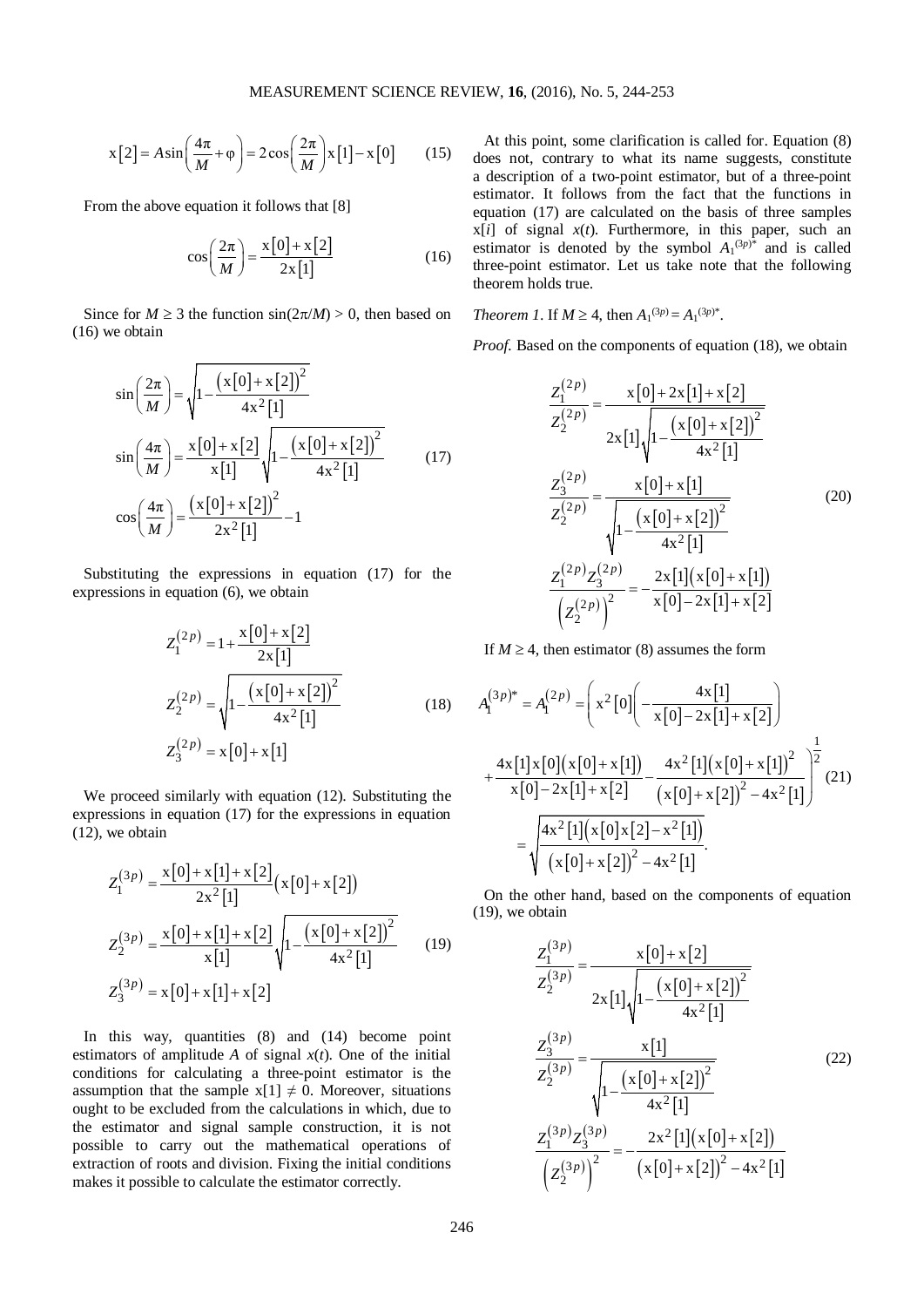$$\mathrm{x}[2] = A\sin\left(\frac{4\pi}{M}+\varphi\right) = 2\cos\left(\frac{2\pi}{M}\right)\mathrm{x}[1]-\mathrm{x}[0] \tag{15}$$

From the above equation it follows that [8]

$$\cos\left(\frac{2\pi}{M}\right) = \frac{\mathrm{x}[0]+\mathrm{x}[2]}{2\mathrm{x}[1]} \tag{16}$$

Since for $M \geq 3$ the function $\sin(2\pi/M) > 0$, then based on (16) we obtain

$$\begin{aligned}
\sin\left(\frac{2\pi}{M}\right) &= \sqrt{1-\frac{\left(\mathrm{x}[0]+\mathrm{x}[2]\right)^2}{4\mathrm{x}^2[1]}} \\
\sin\left(\frac{4\pi}{M}\right) &= \frac{\mathrm{x}[0]+\mathrm{x}[2]}{\mathrm{x}[1]}\sqrt{1-\frac{\left(\mathrm{x}[0]+\mathrm{x}[2]\right)^2}{4\mathrm{x}^2[1]}} \\
\cos\left(\frac{4\pi}{M}\right) &= \frac{\left(\mathrm{x}[0]+\mathrm{x}[2]\right)^2}{2\mathrm{x}^2[1]}-1
\end{aligned} \tag{17}$$

Substituting the expressions in equation (17) for the expressions in equation (6), we obtain

$$\begin{aligned}
Z_1^{(2p)} &= 1+\frac{\mathrm{x}[0]+\mathrm{x}[2]}{2\mathrm{x}[1]} \\
Z_2^{(2p)} &= \sqrt{1-\frac{\left(\mathrm{x}[0]+\mathrm{x}[2]\right)^2}{4\mathrm{x}^2[1]}} \\
Z_3^{(2p)} &= \mathrm{x}[0]+\mathrm{x}[1]
\end{aligned} \tag{18}$$

We proceed similarly with equation (12). Substituting the expressions in equation (17) for the expressions in equation (12), we obtain

$$\begin{aligned}
Z_1^{(3p)} &= \frac{\mathrm{x}[0]+\mathrm{x}[1]+\mathrm{x}[2]}{2\mathrm{x}^2[1]}\left(\mathrm{x}[0]+\mathrm{x}[2]\right) \\
Z_2^{(3p)} &= \frac{\mathrm{x}[0]+\mathrm{x}[1]+\mathrm{x}[2]}{\mathrm{x}[1]}\sqrt{1-\frac{\left(\mathrm{x}[0]+\mathrm{x}[2]\right)^2}{4\mathrm{x}^2[1]}} \\
Z_3^{(3p)} &= \mathrm{x}[0]+\mathrm{x}[1]+\mathrm{x}[2]
\end{aligned} \tag{19}$$

In this way, quantities (8) and (14) become point estimators of amplitude $A$ of signal $x(t)$. One of the initial conditions for calculating a three-point estimator is the assumption that the sample $\mathrm{x}[1] \neq 0$. Moreover, situations ought to be excluded from the calculations in which, due to the estimator and signal sample construction, it is not possible to carry out the mathematical operations of extraction of roots and division. Fixing the initial conditions makes it possible to calculate the estimator correctly.

At this point, some clarification is called for. Equation (8) does not, contrary to what its name suggests, constitute a description of a two-point estimator, but of a three-point estimator. It follows from the fact that the functions in equation (17) are calculated on the basis of three samples $\mathrm{x}[i]$ of signal $x(t)$. Furthermore, in this paper, such an estimator is denoted by the symbol $A_1^{(3p)*}$ and is called three-point estimator. Let us take note that the following theorem holds true.

*Theorem 1*. If $M \geq 4$, then $A_1^{(3p)} = A_1^{(3p)*}$.

*Proof.* Based on the components of equation (18), we obtain

$$\begin{aligned}
\frac{Z_1^{(2p)}}{Z_2^{(2p)}} &= \frac{\mathrm{x}[0]+2\mathrm{x}[1]+\mathrm{x}[2]}{2\mathrm{x}[1]\sqrt{1-\frac{\left(\mathrm{x}[0]+\mathrm{x}[2]\right)^2}{4\mathrm{x}^2[1]}}} \\
\frac{Z_3^{(2p)}}{Z_2^{(2p)}} &= \frac{\mathrm{x}[0]+\mathrm{x}[1]}{\sqrt{1-\frac{\left(\mathrm{x}[0]+\mathrm{x}[2]\right)^2}{4\mathrm{x}^2[1]}}} \\
\frac{Z_1^{(2p)}Z_3^{(2p)}}{\left(Z_2^{(2p)}\right)^2} &= -\frac{2\mathrm{x}[1]\left(\mathrm{x}[0]+\mathrm{x}[1]\right)}{\mathrm{x}[0]-2\mathrm{x}[1]+\mathrm{x}[2]}
\end{aligned} \tag{20}$$

If $M \geq 4$, then estimator (8) assumes the form

$$\begin{aligned}
A_1^{(3p)*} = A_1^{(2p)} &= \left(\mathrm{x}^2[0]\left(-\frac{4\mathrm{x}[1]}{\mathrm{x}[0]-2\mathrm{x}[1]+\mathrm{x}[2]}\right)\right. \\
&\left.+\frac{4\mathrm{x}[1]\mathrm{x}[0]\left(\mathrm{x}[0]+\mathrm{x}[1]\right)}{\mathrm{x}[0]-2\mathrm{x}[1]+\mathrm{x}[2]}-\frac{4\mathrm{x}^2[1]\left(\mathrm{x}[0]+\mathrm{x}[1]\right)^2}{\left(\mathrm{x}[0]+\mathrm{x}[2]\right)^2-4\mathrm{x}^2[1]}\right)^{\frac{1}{2}} \\
&= \sqrt{\frac{4\mathrm{x}^2[1]\left(\mathrm{x}[0]\mathrm{x}[2]-\mathrm{x}^2[1]\right)}{\left(\mathrm{x}[0]+\mathrm{x}[2]\right)^2-4\mathrm{x}^2[1]}}.
\end{aligned} \tag{21}$$

On the other hand, based on the components of equation (19), we obtain

$$\begin{aligned}
\frac{Z_1^{(3p)}}{Z_2^{(3p)}} &= \frac{\mathrm{x}[0]+\mathrm{x}[2]}{2\mathrm{x}[1]\sqrt{1-\frac{\left(\mathrm{x}[0]+\mathrm{x}[2]\right)^2}{4\mathrm{x}^2[1]}}} \\
\frac{Z_3^{(3p)}}{Z_2^{(3p)}} &= \frac{\mathrm{x}[1]}{\sqrt{1-\frac{\left(\mathrm{x}[0]+\mathrm{x}[2]\right)^2}{4\mathrm{x}^2[1]}}} \\
\frac{Z_1^{(3p)}Z_3^{(3p)}}{\left(Z_2^{(3p)}\right)^2} &= -\frac{2\mathrm{x}^2[1]\left(\mathrm{x}[0]+\mathrm{x}[2]\right)}{\left(\mathrm{x}[0]+\mathrm{x}[2]\right)^2-4\mathrm{x}^2[1]}
\end{aligned} \tag{22}$$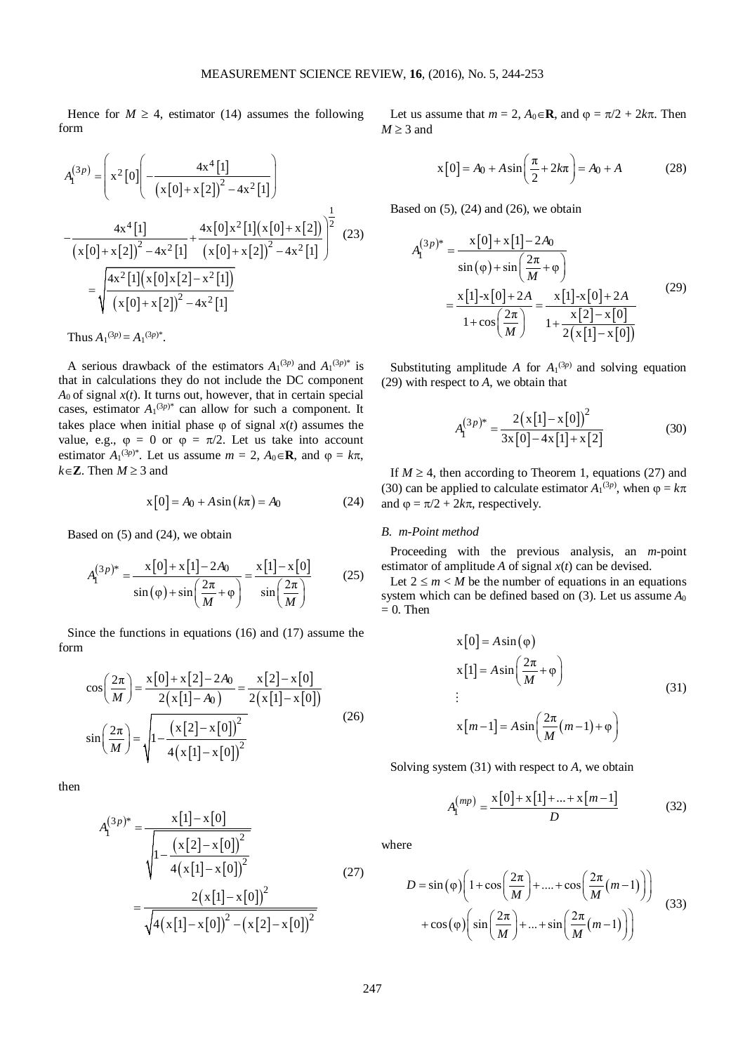Hence for $M \geq 4$, estimator (14) assumes the following form

$$A_1^{(3p)} = \left( \mathrm{x}^2[0] \left( -\frac{4\mathrm{x}^4[1]}{\left(\mathrm{x}[0]+\mathrm{x}[2]\right)^2 - 4\mathrm{x}^2[1]} \right) - \frac{4\mathrm{x}^4[1]}{\left(\mathrm{x}[0]+\mathrm{x}[2]\right)^2 - 4\mathrm{x}^2[1]} + \frac{4\mathrm{x}[0]\mathrm{x}^2[1]\left(\mathrm{x}[0]+\mathrm{x}[2]\right)}{\left(\mathrm{x}[0]+\mathrm{x}[2]\right)^2 - 4\mathrm{x}^2[1]} \right)^{\frac{1}{2}} = \sqrt{\frac{4\mathrm{x}^2[1]\left(\mathrm{x}[0]\mathrm{x}[2]-\mathrm{x}^2[1]\right)}{\left(\mathrm{x}[0]+\mathrm{x}[2]\right)^2 - 4\mathrm{x}^2[1]}} \tag{23}$$

Thus $A_1^{(3p)} = A_1^{(3p)*}$.

A serious drawback of the estimators $A_1^{(3p)}$ and $A_1^{(3p)*}$ is that in calculations they do not include the DC component $A_0$ of signal $x(t)$. It turns out, however, that in certain special cases, estimator $A_1^{(3p)*}$ can allow for such a component. It takes place when initial phase $\varphi$ of signal $x(t)$ assumes the value, e.g., $\varphi = 0$ or $\varphi = \pi/2$. Let us take into account estimator $A_1^{(3p)*}$. Let us assume $m = 2$, $A_0 \in \mathbf{R}$, and $\varphi = k\pi$, $k \in \mathbf{Z}$. Then $M \geq 3$ and

$$\mathrm{x}[0] = A_0 + A\sin(k\pi) = A_0 \tag{24}$$

Based on (5) and (24), we obtain

$$A_1^{(3p)*} = \frac{\mathrm{x}[0]+\mathrm{x}[1]-2A_0}{\sin(\varphi)+\sin\left(\frac{2\pi}{M}+\varphi\right)} = \frac{\mathrm{x}[1]-\mathrm{x}[0]}{\sin\left(\frac{2\pi}{M}\right)} \tag{25}$$

Since the functions in equations (16) and (17) assume the form

$$\cos\left(\frac{2\pi}{M}\right) = \frac{\mathrm{x}[0]+\mathrm{x}[2]-2A_0}{2\left(\mathrm{x}[1]-A_0\right)} = \frac{\mathrm{x}[2]-\mathrm{x}[0]}{2\left(\mathrm{x}[1]-\mathrm{x}[0]\right)}$$
$$\sin\left(\frac{2\pi}{M}\right) = \sqrt{1-\frac{\left(\mathrm{x}[2]-\mathrm{x}[0]\right)^2}{4\left(\mathrm{x}[1]-\mathrm{x}[0]\right)^2}} \tag{26}$$

then

$$A_1^{(3p)*} = \frac{\mathrm{x}[1]-\mathrm{x}[0]}{\sqrt{1-\frac{\left(\mathrm{x}[2]-\mathrm{x}[0]\right)^2}{4\left(\mathrm{x}[1]-\mathrm{x}[0]\right)^2}}} = \frac{2\left(\mathrm{x}[1]-\mathrm{x}[0]\right)^2}{\sqrt{4\left(\mathrm{x}[1]-\mathrm{x}[0]\right)^2-\left(\mathrm{x}[2]-\mathrm{x}[0]\right)^2}} \tag{27}$$

Let us assume that $m = 2$, $A_0 \in \mathbf{R}$, and $\varphi = \pi/2 + 2k\pi$. Then $M \geq 3$ and

$$\mathrm{x}[0] = A_0 + A\sin\left(\frac{\pi}{2}+2k\pi\right) = A_0 + A \tag{28}$$

Based on (5), (24) and (26), we obtain

$$A_1^{(3p)*} = \frac{\mathrm{x}[0]+\mathrm{x}[1]-2A_0}{\sin(\varphi)+\sin\left(\frac{2\pi}{M}+\varphi\right)} = \frac{\mathrm{x}[1]-\mathrm{x}[0]+2A}{1+\cos\left(\frac{2\pi}{M}\right)} = \frac{\mathrm{x}[1]-\mathrm{x}[0]+2A}{1+\frac{\mathrm{x}[2]-\mathrm{x}[0]}{2\left(\mathrm{x}[1]-\mathrm{x}[0]\right)}} \tag{29}$$

Substituting amplitude $A$ for $A_1^{(3p)}$ and solving equation (29) with respect to $A$, we obtain that

$$A_1^{(3p)*} = \frac{2\left(\mathrm{x}[1]-\mathrm{x}[0]\right)^2}{3\mathrm{x}[0]-4\mathrm{x}[1]+\mathrm{x}[2]} \tag{30}$$

If $M \geq 4$, then according to Theorem 1, equations (27) and (30) can be applied to calculate estimator $A_1^{(3p)}$, when $\varphi = k\pi$ and $\varphi = \pi/2 + 2k\pi$, respectively.

### B. m-Point method

Proceeding with the previous analysis, an $m$-point estimator of amplitude $A$ of signal $x(t)$ can be devised.

Let $2 \leq m < M$ be the number of equations in an equations system which can be defined based on (3). Let us assume $A_0 = 0$. Then

$$\begin{aligned}
\mathrm{x}[0] &= A\sin(\varphi) \\
\mathrm{x}[1] &= A\sin\left(\frac{2\pi}{M}+\varphi\right) \\
&\vdots \\
\mathrm{x}[m-1] &= A\sin\left(\frac{2\pi}{M}(m-1)+\varphi\right)
\end{aligned} \tag{31}$$

Solving system (31) with respect to $A$, we obtain

$$A_1^{(mp)} = \frac{\mathrm{x}[0]+\mathrm{x}[1]+\ldots+\mathrm{x}[m-1]}{D} \tag{32}$$

where

$$D = \sin(\varphi)\left(1+\cos\left(\frac{2\pi}{M}\right)+\ldots+\cos\left(\frac{2\pi}{M}(m-1)\right)\right) + \cos(\varphi)\left(\sin\left(\frac{2\pi}{M}\right)+\ldots+\sin\left(\frac{2\pi}{M}(m-1)\right)\right) \tag{33}$$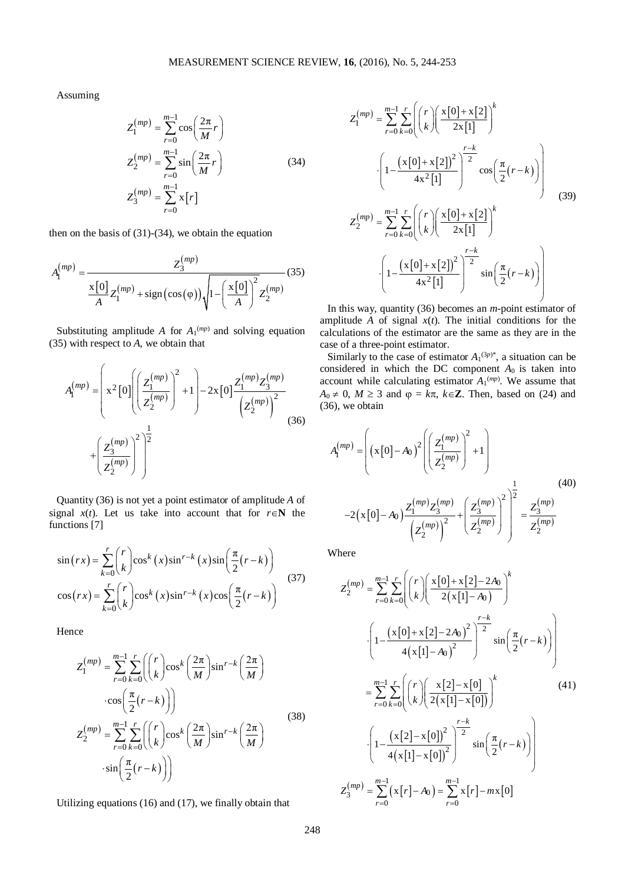Assuming

$$
\begin{aligned}
Z_1^{(mp)} &= \sum_{r=0}^{m-1} \cos\left(\frac{2\pi}{M} r\right) \\
Z_2^{(mp)} &= \sum_{r=0}^{m-1} \sin\left(\frac{2\pi}{M} r\right) \\
Z_3^{(mp)} &= \sum_{r=0}^{m-1} \mathrm{x}[r]
\end{aligned}
\tag{34}
$$

then on the basis of (31)-(34), we obtain the equation

$$
A_1^{(mp)} = \frac{Z_3^{(mp)}}{\frac{\mathrm{x}[0]}{A} Z_1^{(mp)} + \mathrm{sign}(\cos(\varphi))\sqrt{1 - \left(\frac{\mathrm{x}[0]}{A}\right)^2} Z_2^{(mp)}}
\tag{35}
$$

Substituting amplitude $A$ for $A_1^{(mp)}$ and solving equation (35) with respect to $A$, we obtain that

$$
A_1^{(mp)} = \left( \mathrm{x}^2[0]\left(\left(\frac{Z_1^{(mp)}}{Z_2^{(mp)}}\right)^2 + 1\right) - 2\mathrm{x}[0]\frac{Z_1^{(mp)} Z_3^{(mp)}}{\left(Z_2^{(mp)}\right)^2} + \left(\frac{Z_3^{(mp)}}{Z_2^{(mp)}}\right)^2 \right)^{\frac{1}{2}}
\tag{36}
$$

Quantity (36) is not yet a point estimator of amplitude $A$ of signal $x(t)$. Let us take into account that for $r \in \mathbf{N}$ the functions [7]

$$
\begin{aligned}
\sin(rx) &= \sum_{k=0}^{r} \binom{r}{k} \cos^k(x) \sin^{r-k}(x) \sin\left(\frac{\pi}{2}(r-k)\right) \\
\cos(rx) &= \sum_{k=0}^{r} \binom{r}{k} \cos^k(x) \sin^{r-k}(x) \cos\left(\frac{\pi}{2}(r-k)\right)
\end{aligned}
\tag{37}
$$

Hence

$$
\begin{aligned}
Z_1^{(mp)} &= \sum_{r=0}^{m-1} \sum_{k=0}^{r} \left( \binom{r}{k} \cos^k\left(\frac{2\pi}{M}\right) \sin^{r-k}\left(\frac{2\pi}{M}\right) \cdot \cos\left(\frac{\pi}{2}(r-k)\right) \right) \\
Z_2^{(mp)} &= \sum_{r=0}^{m-1} \sum_{k=0}^{r} \left( \binom{r}{k} \cos^k\left(\frac{2\pi}{M}\right) \sin^{r-k}\left(\frac{2\pi}{M}\right) \cdot \sin\left(\frac{\pi}{2}(r-k)\right) \right)
\end{aligned}
\tag{38}
$$

Utilizing equations (16) and (17), we finally obtain that

$$
\begin{aligned}
Z_1^{(mp)} &= \sum_{r=0}^{m-1} \sum_{k=0}^{r} \left( \binom{r}{k} \left(\frac{\mathrm{x}[0] + \mathrm{x}[2]}{2\mathrm{x}[1]}\right)^k \cdot \left(1 - \frac{\left(\mathrm{x}[0] + \mathrm{x}[2]\right)^2}{4\mathrm{x}^2[1]}\right)^{\frac{r-k}{2}} \cos\left(\frac{\pi}{2}(r-k)\right) \right) \\
Z_2^{(mp)} &= \sum_{r=0}^{m-1} \sum_{k=0}^{r} \left( \binom{r}{k} \left(\frac{\mathrm{x}[0] + \mathrm{x}[2]}{2\mathrm{x}[1]}\right)^k \cdot \left(1 - \frac{\left(\mathrm{x}[0] + \mathrm{x}[2]\right)^2}{4\mathrm{x}^2[1]}\right)^{\frac{r-k}{2}} \sin\left(\frac{\pi}{2}(r-k)\right) \right)
\end{aligned}
\tag{39}
$$

In this way, quantity (36) becomes an $m$-point estimator of amplitude $A$ of signal $x(t)$. The initial conditions for the calculations of the estimator are the same as they are in the case of a three-point estimator.

Similarly to the case of estimator $A_1^{(3p)*}$, a situation can be considered in which the DC component $A_0$ is taken into account while calculating estimator $A_1^{(mp)}$. We assume that $A_0 \neq 0$, $M \geq 3$ and $\varphi = k\pi$, $k \in \mathbf{Z}$. Then, based on (24) and (36), we obtain

$$
A_1^{(mp)} = \left( \left(\mathrm{x}[0] - A_0\right)^2 \left(\left(\frac{Z_1^{(mp)}}{Z_2^{(mp)}}\right)^2 + 1\right) - 2\left(\mathrm{x}[0] - A_0\right)\frac{Z_1^{(mp)} Z_3^{(mp)}}{\left(Z_2^{(mp)}\right)^2} + \left(\frac{Z_3^{(mp)}}{Z_2^{(mp)}}\right)^2 \right)^{\frac{1}{2}} = \frac{Z_3^{(mp)}}{Z_2^{(mp)}}
\tag{40}
$$

Where

$$
\begin{aligned}
Z_2^{(mp)} &= \sum_{r=0}^{m-1} \sum_{k=0}^{r} \left( \binom{r}{k} \left(\frac{\mathrm{x}[0] + \mathrm{x}[2] - 2A_0}{2\left(\mathrm{x}[1] - A_0\right)}\right)^k \cdot \left(1 - \frac{\left(\mathrm{x}[0] + \mathrm{x}[2] - 2A_0\right)^2}{4\left(\mathrm{x}[1] - A_0\right)^2}\right)^{\frac{r-k}{2}} \sin\left(\frac{\pi}{2}(r-k)\right) \right) \\
&= \sum_{r=0}^{m-1} \sum_{k=0}^{r} \left( \binom{r}{k} \left(\frac{\mathrm{x}[2] - \mathrm{x}[0]}{2\left(\mathrm{x}[1] - \mathrm{x}[0]\right)}\right)^k \cdot \left(1 - \frac{\left(\mathrm{x}[2] - \mathrm{x}[0]\right)^2}{4\left(\mathrm{x}[1] - \mathrm{x}[0]\right)^2}\right)^{\frac{r-k}{2}} \sin\left(\frac{\pi}{2}(r-k)\right) \right) \\
Z_3^{(mp)} &= \sum_{r=0}^{m-1} \left(\mathrm{x}[r] - A_0\right) = \sum_{r=0}^{m-1} \mathrm{x}[r] - m\mathrm{x}[0]
\end{aligned}
\tag{41}
$$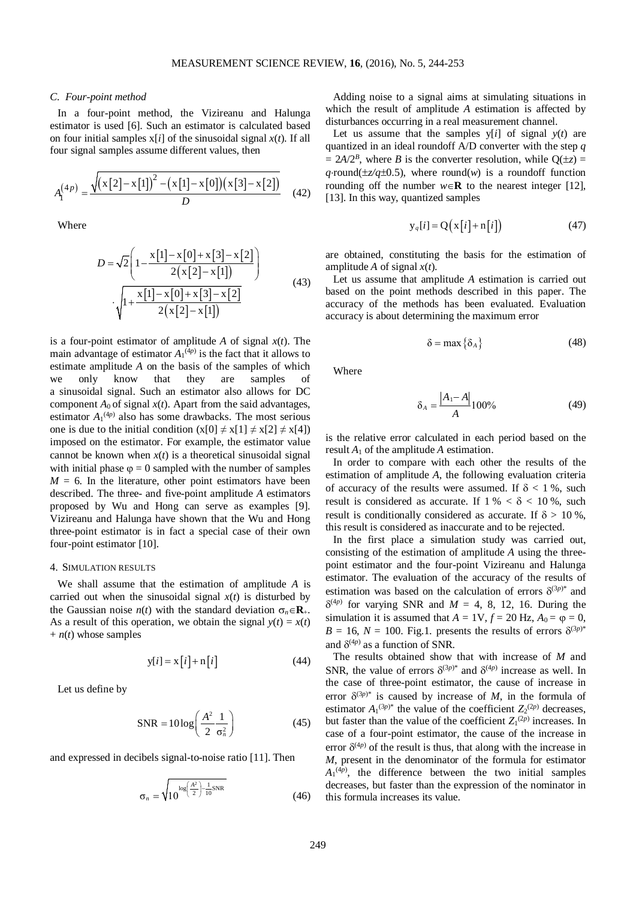### C. Four-point method

In a four-point method, the Vizireanu and Halunga estimator is used [6]. Such an estimator is calculated based on four initial samples x[$i$] of the sinusoidal signal $x(t)$. If all four signal samples assume different values, then

$$A_1^{(4p)} = \frac{\sqrt{\left(\mathrm{x}[2]-\mathrm{x}[1]\right)^2 - \left(\mathrm{x}[1]-\mathrm{x}[0]\right)\left(\mathrm{x}[3]-\mathrm{x}[2]\right)}}{D} \quad (42)$$

Where

$$D = \sqrt{2}\left(1 - \frac{\mathrm{x}[1]-\mathrm{x}[0]+\mathrm{x}[3]-\mathrm{x}[2]}{2\left(\mathrm{x}[2]-\mathrm{x}[1]\right)}\right) \cdot \sqrt{1 + \frac{\mathrm{x}[1]-\mathrm{x}[0]+\mathrm{x}[3]-\mathrm{x}[2]}{2\left(\mathrm{x}[2]-\mathrm{x}[1]\right)}} \quad (43)$$

is a four-point estimator of amplitude $A$ of signal $x(t)$. The main advantage of estimator $A_1^{(4p)}$ is the fact that it allows to estimate amplitude $A$ on the basis of the samples of which we only know that they are samples of a sinusoidal signal. Such an estimator also allows for DC component $A_0$ of signal $x(t)$. Apart from the said advantages, estimator $A_1^{(4p)}$ also has some drawbacks. The most serious one is due to the initial condition ($\mathrm{x}[0] \neq \mathrm{x}[1] \neq \mathrm{x}[2] \neq \mathrm{x}[4]$) imposed on the estimator. For example, the estimator value cannot be known when $x(t)$ is a theoretical sinusoidal signal with initial phase $\varphi = 0$ sampled with the number of samples $M = 6$. In the literature, other point estimators have been described. The three- and five-point amplitude $A$ estimators proposed by Wu and Hong can serve as examples [9]. Vizireanu and Halunga have shown that the Wu and Hong three-point estimator is in fact a special case of their own four-point estimator [10].

## 4. Simulation results

We shall assume that the estimation of amplitude $A$ is carried out when the sinusoidal signal $x(t)$ is disturbed by the Gaussian noise $n(t)$ with the standard deviation $\sigma_n \in \mathbf{R}_+$. As a result of this operation, we obtain the signal $y(t) = x(t) + n(t)$ whose samples

$$\mathrm{y}[i] = \mathrm{x}[i] + \mathrm{n}[i] \quad (44)$$

Let us define by

$$\mathrm{SNR} = 10\log\left(\frac{A^2}{2}\frac{1}{\sigma_n^2}\right) \quad (45)$$

and expressed in decibels signal-to-noise ratio [11]. Then

$$\sigma_n = \sqrt{10^{\log\left(\frac{A^2}{2}\right) - \frac{1}{10}\mathrm{SNR}}} \quad (46)$$

Adding noise to a signal aims at simulating situations in which the result of amplitude $A$ estimation is affected by disturbances occurring in a real measurement channel.

Let us assume that the samples y[$i$] of signal $y(t)$ are quantized in an ideal roundoff A/D converter with the step $q = 2A/2^B$, where $B$ is the converter resolution, while $\mathrm{Q}(\pm z) = q \cdot \mathrm{round}(\pm z/q \pm 0.5)$, where round($w$) is a roundoff function rounding off the number $w \in \mathbf{R}$ to the nearest integer [12], [13]. In this way, quantized samples

$$\mathrm{y}_q[i] = \mathrm{Q}\left(\mathrm{x}[i] + \mathrm{n}[i]\right) \quad (47)$$

are obtained, constituting the basis for the estimation of amplitude $A$ of signal $x(t)$.

Let us assume that amplitude $A$ estimation is carried out based on the point methods described in this paper. The accuracy of the methods has been evaluated. Evaluation accuracy is about determining the maximum error

$$\delta = \max\{\delta_A\} \quad (48)$$

Where

$$\delta_A = \frac{|A_1 - A|}{A}100\% \quad (49)$$

is the relative error calculated in each period based on the result $A_1$ of the amplitude $A$ estimation.

In order to compare with each other the results of the estimation of amplitude $A$, the following evaluation criteria of accuracy of the results were assumed. If $\delta < 1$ %, such result is considered as accurate. If $1\,\% < \delta < 10\,\%$, such result is conditionally considered as accurate. If $\delta > 10$ %, this result is considered as inaccurate and to be rejected.

In the first place a simulation study was carried out, consisting of the estimation of amplitude $A$ using the three-point estimator and the four-point Vizireanu and Halunga estimator. The evaluation of the accuracy of the results of estimation was based on the calculation of errors $\delta^{(3p)*}$ and $\delta^{(4p)}$ for varying SNR and $M$ = 4, 8, 12, 16. During the simulation it is assumed that $A$ = 1V, $f$ = 20 Hz, $A_0 = \varphi = 0$, $B$ = 16, $N$ = 100. Fig.1. presents the results of errors $\delta^{(3p)*}$ and $\delta^{(4p)}$ as a function of SNR.

The results obtained show that with increase of $M$ and SNR, the value of errors $\delta^{(3p)*}$ and $\delta^{(4p)}$ increase as well. In the case of three-point estimator, the cause of increase in error $\delta^{(3p)*}$ is caused by increase of $M$, in the formula of estimator $A_1^{(3p)*}$ the value of the coefficient $Z_2^{(2p)}$ decreases, but faster than the value of the coefficient $Z_1^{(2p)}$ increases. In case of a four-point estimator, the cause of the increase in error $\delta^{(4p)}$ of the result is thus, that along with the increase in $M$, present in the denominator of the formula for estimator $A_1^{(4p)}$, the difference between the two initial samples decreases, but faster than the expression of the nominator in this formula increases its value.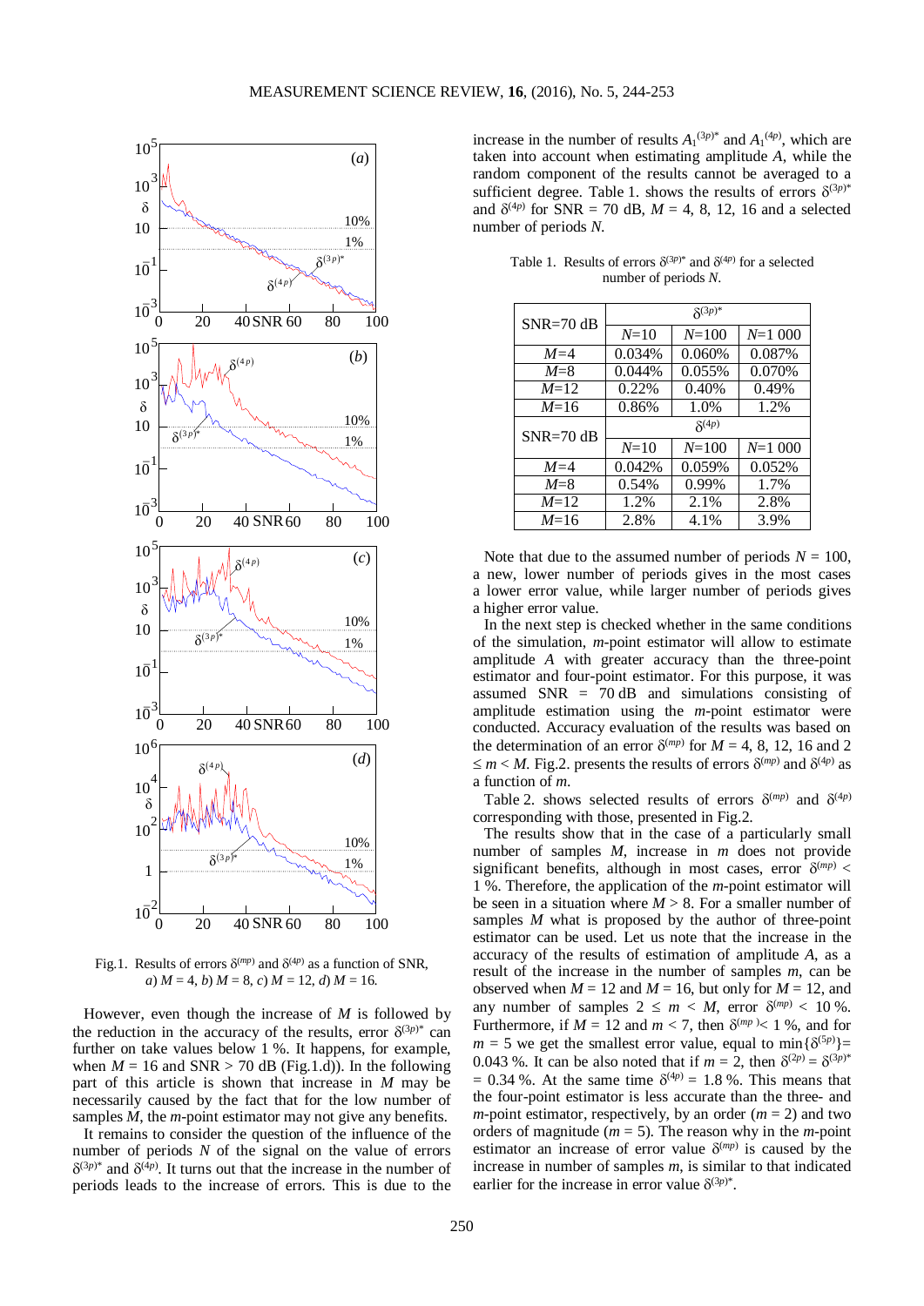Fig.1. Results of errors $\delta^{(mp)}$ and $\delta^{(4p)}$ as a function of SNR, *a*) $M = 4$, *b*) $M = 8$, *c*) $M = 12$, *d*) $M = 16$.

However, even though the increase of $M$ is followed by the reduction in the accuracy of the results, error $\delta^{(3p)*}$ can further on take values below 1 %. It happens, for example, when $M = 16$ and SNR > 70 dB (Fig.1.d)). In the following part of this article is shown that increase in $M$ may be necessarily caused by the fact that for the low number of samples $M$, the $m$-point estimator may not give any benefits.

It remains to consider the question of the influence of the number of periods $N$ of the signal on the value of errors $\delta^{(3p)*}$ and $\delta^{(4p)}$. It turns out that the increase in the number of periods leads to the increase of errors. This is due to the increase in the number of results $A_1^{(3p)*}$ and $A_1^{(4p)}$, which are taken into account when estimating amplitude $A$, while the random component of the results cannot be averaged to a sufficient degree. Table 1. shows the results of errors $\delta^{(3p)*}$ and $\delta^{(4p)}$ for SNR = 70 dB, $M$ = 4, 8, 12, 16 and a selected number of periods $N$.

Table 1. Results of errors $\delta^{(3p)*}$ and $\delta^{(4p)}$ for a selected number of periods $N$.

| SNR=70 dB | $\delta^{(3p)*}$ | | |
|---|---|---|---|
| | $N$=10 | $N$=100 | $N$=1 000 |
| $M$=4 | 0.034% | 0.060% | 0.087% |
| $M$=8 | 0.044% | 0.055% | 0.070% |
| $M$=12 | 0.22% | 0.40% | 0.49% |
| $M$=16 | 0.86% | 1.0% | 1.2% |
| SNR=70 dB | $\delta^{(4p)}$ | | |
| | $N$=10 | $N$=100 | $N$=1 000 |
| $M$=4 | 0.042% | 0.059% | 0.052% |
| $M$=8 | 0.54% | 0.99% | 1.7% |
| $M$=12 | 1.2% | 2.1% | 2.8% |
| $M$=16 | 2.8% | 4.1% | 3.9% |

Note that due to the assumed number of periods $N$ = 100, a new, lower number of periods gives in the most cases a lower error value, while larger number of periods gives a higher error value.

In the next step is checked whether in the same conditions of the simulation, $m$-point estimator will allow to estimate amplitude $A$ with greater accuracy than the three-point estimator and four-point estimator. For this purpose, it was assumed SNR = 70 dB and simulations consisting of amplitude estimation using the $m$-point estimator were conducted. Accuracy evaluation of the results was based on the determination of an error $\delta^{(mp)}$ for $M$ = 4, 8, 12, 16 and $2 \leq m < M$. Fig.2. presents the results of errors $\delta^{(mp)}$ and $\delta^{(4p)}$ as a function of $m$.

Table 2. shows selected results of errors $\delta^{(mp)}$ and $\delta^{(4p)}$ corresponding with those, presented in Fig.2.

The results show that in the case of a particularly small number of samples $M$, increase in $m$ does not provide significant benefits, although in most cases, error $\delta^{(mp)}$ < 1 %. Therefore, the application of the $m$-point estimator will be seen in a situation where $M > 8$. For a smaller number of samples $M$ what is proposed by the author of three-point estimator can be used. Let us note that the increase in the accuracy of the results of estimation of amplitude $A$, as a result of the increase in the number of samples $m$, can be observed when $M$ = 12 and $M$ = 16, but only for $M$ = 12, and any number of samples $2 \leq m < M$, error $\delta^{(mp)}$ < 10 %. Furthermore, if $M$ = 12 and $m$ < 7, then $\delta^{(mp)}$ < 1 %, and for $m$ = 5 we get the smallest error value, equal to $\min\{\delta^{(5p)}\}$= 0.043 %. It can be also noted that if $m$ = 2, then $\delta^{(2p)} = \delta^{(3p)*}$ = 0.34 %. At the same time $\delta^{(4p)}$ = 1.8 %. This means that the four-point estimator is less accurate than the three- and $m$-point estimator, respectively, by an order ($m$ = 2) and two orders of magnitude ($m$ = 5). The reason why in the $m$-point estimator an increase of error value $\delta^{(mp)}$ is caused by the increase in number of samples $m$, is similar to that indicated earlier for the increase in error value $\delta^{(3p)*}$.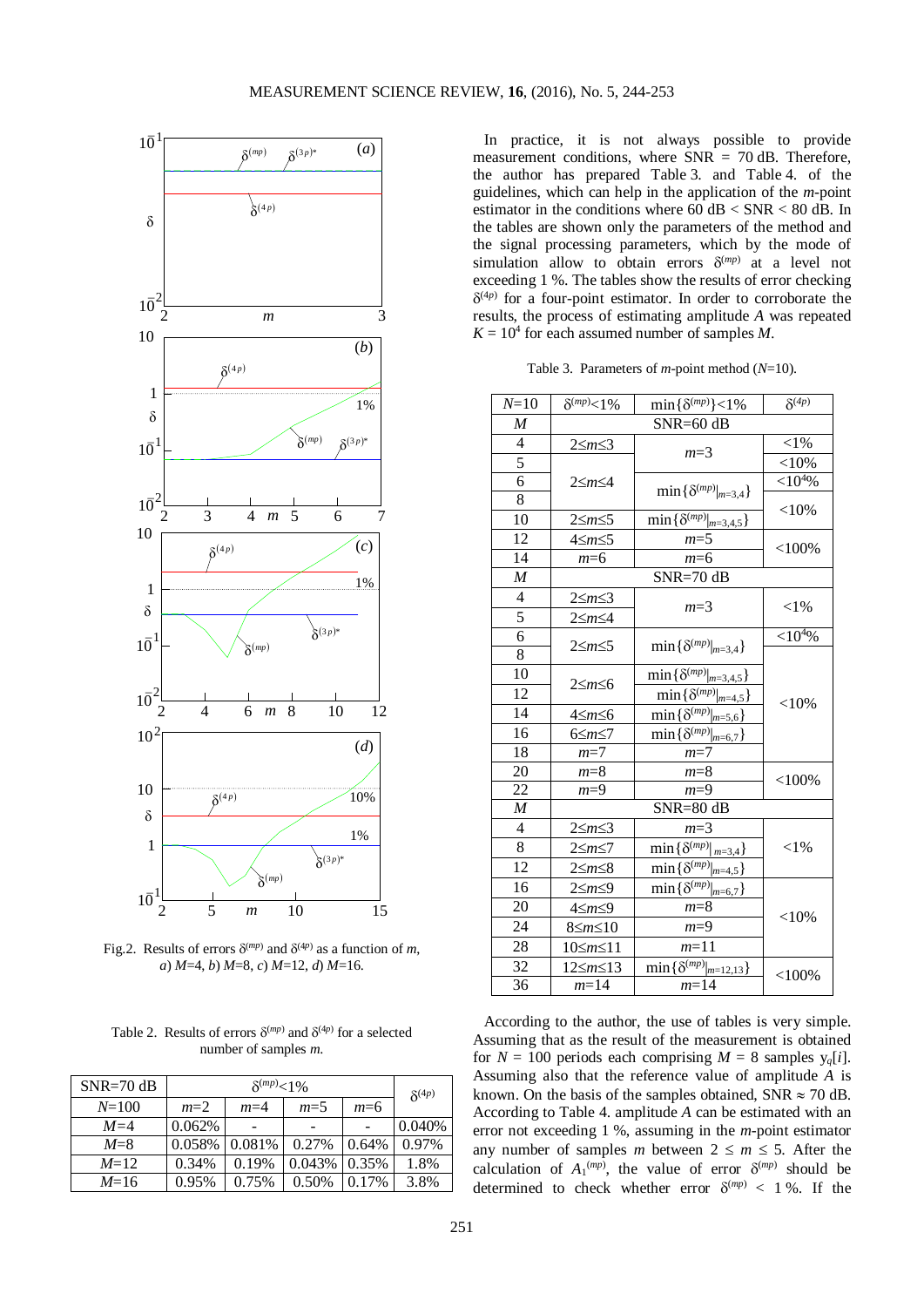Fig.2. Results of errors $\delta^{(mp)}$ and $\delta^{(4p)}$ as a function of $m$, *a*) $M$=4, *b*) $M$=8, *c*) $M$=12, *d*) $M$=16.

Table 2. Results of errors $\delta^{(mp)}$ and $\delta^{(4p)}$ for a selected number of samples $m$.

| SNR=70 dB | $\delta^{(mp)}$<1% | | | | $\delta^{(4p)}$ |
|---|---|---|---|---|---|
| $N$=100 | $m$=2 | $m$=4 | $m$=5 | $m$=6 | |
| $M$=4 | 0.062% | - | - | - | 0.040% |
| $M$=8 | 0.058% | 0.081% | 0.27% | 0.64% | 0.97% |
| $M$=12 | 0.34% | 0.19% | 0.043% | 0.35% | 1.8% |
| $M$=16 | 0.95% | 0.75% | 0.50% | 0.17% | 3.8% |

In practice, it is not always possible to provide measurement conditions, where SNR = 70 dB. Therefore, the author has prepared Table 3. and Table 4. of the guidelines, which can help in the application of the $m$-point estimator in the conditions where 60 dB < SNR < 80 dB. In the tables are shown only the parameters of the method and the signal processing parameters, which by the mode of simulation allow to obtain errors $\delta^{(mp)}$ at a level not exceeding 1 %. The tables show the results of error checking $\delta^{(4p)}$ for a four-point estimator. In order to corroborate the results, the process of estimating amplitude $A$ was repeated $K = 10^4$ for each assumed number of samples $M$.

Table 3. Parameters of $m$-point method ($N$=10).

| $N$=10 | $\delta^{(mp)}$<1% | $\min\{\delta^{(mp)}\}$<1% | $\delta^{(4p)}$ |
|---|---|---|---|
| $M$ | SNR=60 dB | | |
| 4 | 2≤$m$≤3 | $m$=3 | <1% |
| 5 | 2≤$m$≤3 | $m$=3 | <10% |
| 6 | 2≤$m$≤4 | $\min\{\delta^{(mp)}\|_{m=3,4}\}$ | <$10^4$% |
| 8 | 2≤$m$≤4 | $\min\{\delta^{(mp)}\|_{m=3,4}\}$ | <10% |
| 10 | 2≤$m$≤5 | $\min\{\delta^{(mp)}\|_{m=3,4,5}\}$ | <10% |
| 12 | 4≤$m$≤5 | $m$=5 | <100% |
| 14 | $m$=6 | $m$=6 | <100% |
| $M$ | SNR=70 dB | | |
| 4 | 2≤$m$≤3 | $m$=3 | <1% |
| 5 | 2≤$m$≤4 | $m$=3 | <1% |
| 6 | 2≤$m$≤5 | $\min\{\delta^{(mp)}\|_{m=3,4}\}$ | <$10^4$% |
| 8 | 2≤$m$≤5 | $\min\{\delta^{(mp)}\|_{m=3,4}\}$ | <10% |
| 10 | 2≤$m$≤6 | $\min\{\delta^{(mp)}\|_{m=3,4,5}\}$ | <10% |
| 12 | 2≤$m$≤6 | $\min\{\delta^{(mp)}\|_{m=4,5}\}$ | <10% |
| 14 | 4≤$m$≤6 | $\min\{\delta^{(mp)}\|_{m=5,6}\}$ | <10% |
| 16 | 6≤$m$≤7 | $\min\{\delta^{(mp)}\|_{m=6,7}\}$ | <10% |
| 18 | $m$=7 | $m$=7 | <10% |
| 20 | $m$=8 | $m$=8 | <100% |
| 22 | $m$=9 | $m$=9 | <100% |
| $M$ | SNR=80 dB | | |
| 4 | 2≤$m$≤3 | $m$=3 | <1% |
| 8 | 2≤$m$≤7 | $\min\{\delta^{(mp)}\|_{m=3,4}\}$ | <1% |
| 12 | 2≤$m$≤8 | $\min\{\delta^{(mp)}\|_{m=4,5}\}$ | <1% |
| 16 | 2≤$m$≤9 | $\min\{\delta^{(mp)}\|_{m=6,7}\}$ | <10% |
| 20 | 4≤$m$≤9 | $m$=8 | <10% |
| 24 | 8≤$m$≤10 | $m$=9 | <10% |
| 28 | 10≤$m$≤11 | $m$=11 | <10% |
| 32 | 12≤$m$≤13 | $\min\{\delta^{(mp)}\|_{m=12,13}\}$ | <100% |
| 36 | $m$=14 | $m$=14 | <100% |

According to the author, the use of tables is very simple. Assuming that as the result of the measurement is obtained for $N$ = 100 periods each comprising $M$ = 8 samples $y_q[i]$. Assuming also that the reference value of amplitude $A$ is known. On the basis of the samples obtained, SNR ≈ 70 dB. According to Table 4. amplitude $A$ can be estimated with an error not exceeding 1 %, assuming in the $m$-point estimator any number of samples $m$ between $2 \leq m \leq 5$. After the calculation of $A_1^{(mp)}$, the value of error $\delta^{(mp)}$ should be determined to check whether error $\delta^{(mp)}$ < 1 %. If the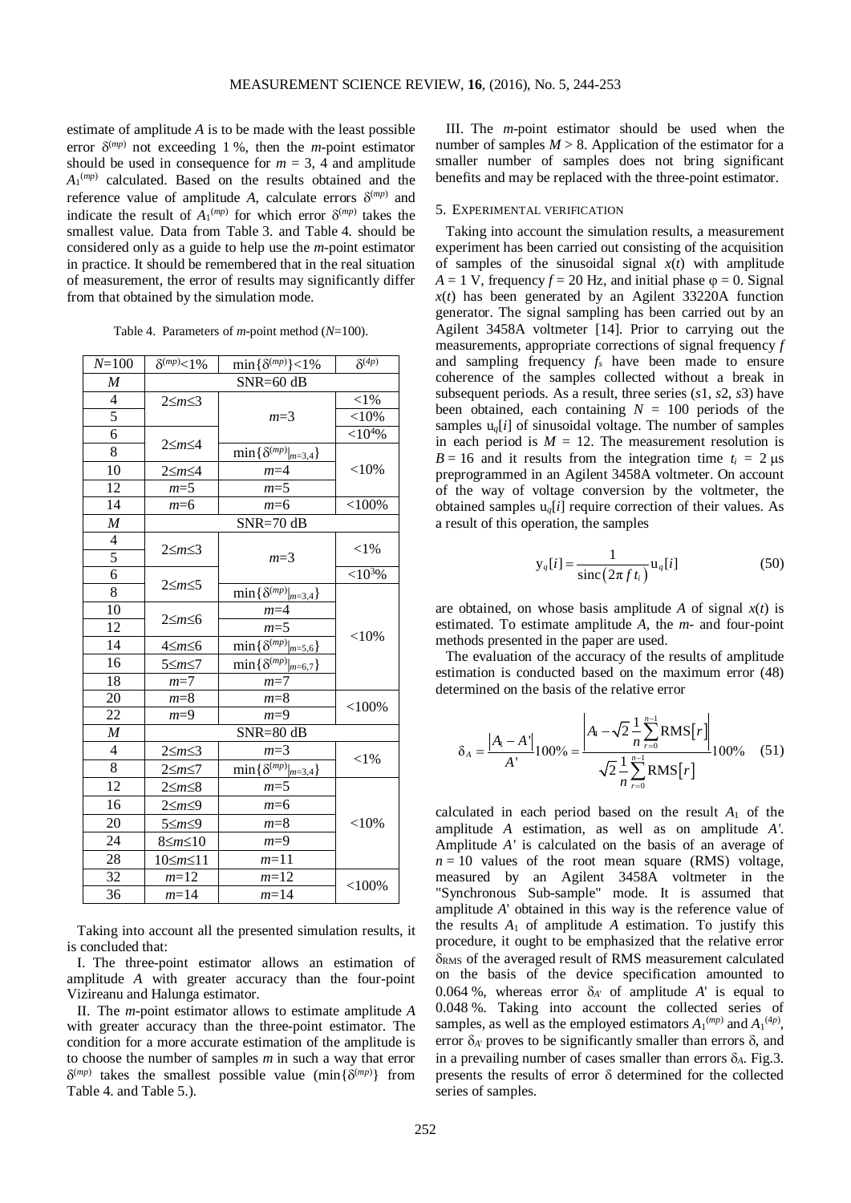estimate of amplitude $A$ is to be made with the least possible error $\delta^{(mp)}$ not exceeding 1 %, then the $m$-point estimator should be used in consequence for $m = 3$, 4 and amplitude $A_1^{(mp)}$ calculated. Based on the results obtained and the reference value of amplitude $A$, calculate errors $\delta^{(mp)}$ and indicate the result of $A_1^{(mp)}$ for which error $\delta^{(mp)}$ takes the smallest value. Data from Table 3. and Table 4. should be considered only as a guide to help use the $m$-point estimator in practice. It should be remembered that in the real situation of measurement, the error of results may significantly differ from that obtained by the simulation mode.

Table 4. Parameters of $m$-point method ($N$=100).

| $N$=100 | $\delta^{(mp)}$<1% | $\min\{\delta^{(mp)}\}$<1% | $\delta^{(4p)}$ |
|---|---|---|---|
| $M$ | SNR=60 dB | | |
| 4 | $2\leq m\leq 3$ | $m$=3 | <1% |
| 5 | | | <10% |
| 6 | $2\leq m\leq 4$ | | <10⁴% |
| 8 | | $\min\{\delta^{(mp)}\|_{m=3,4}\}$ | <10% |
| 10 | $2\leq m\leq 4$ | $m$=4 | |
| 12 | $m$=5 | $m$=5 | |
| 14 | $m$=6 | $m$=6 | <100% |
| $M$ | SNR=70 dB | | |
| 4 | $2\leq m\leq 3$ | $m$=3 | <1% |
| 5 | | | |
| 6 | $2\leq m\leq 5$ | | <10³% |
| 8 | | $\min\{\delta^{(mp)}\|_{m=3,4}\}$ | <10% |
| 10 | $2\leq m\leq 6$ | $m$=4 | |
| 12 | | $m$=5 | |
| 14 | $4\leq m\leq 6$ | $\min\{\delta^{(mp)}\|_{m=5,6}\}$ | |
| 16 | $5\leq m\leq 7$ | $\min\{\delta^{(mp)}\|_{m=6,7}\}$ | |
| 18 | $m$=7 | $m$=7 | |
| 20 | $m$=8 | $m$=8 | <100% |
| 22 | $m$=9 | $m$=9 | |
| $M$ | SNR=80 dB | | |
| 4 | $2\leq m\leq 3$ | $m$=3 | <1% |
| 8 | $2\leq m\leq 7$ | $\min\{\delta^{(mp)}\|_{m=3,4}\}$ | |
| 12 | $2\leq m\leq 8$ | $m$=5 | <10% |
| 16 | $2\leq m\leq 9$ | $m$=6 | |
| 20 | $5\leq m\leq 9$ | $m$=8 | |
| 24 | $8\leq m\leq 10$ | $m$=9 | |
| 28 | $10\leq m\leq 11$ | $m$=11 | |
| 32 | $m$=12 | $m$=12 | <100% |
| 36 | $m$=14 | $m$=14 | |

Taking into account all the presented simulation results, it is concluded that:

I. The three-point estimator allows an estimation of amplitude $A$ with greater accuracy than the four-point Vizireanu and Halunga estimator.

II. The $m$-point estimator allows to estimate amplitude $A$ with greater accuracy than the three-point estimator. The condition for a more accurate estimation of the amplitude is to choose the number of samples $m$ in such a way that error $\delta^{(mp)}$ takes the smallest possible value ($\min\{\delta^{(mp)}\}$ from Table 4. and Table 5.).

III. The $m$-point estimator should be used when the number of samples $M > 8$. Application of the estimator for a smaller number of samples does not bring significant benefits and may be replaced with the three-point estimator.

## 5. Experimental verification

Taking into account the simulation results, a measurement experiment has been carried out consisting of the acquisition of samples of the sinusoidal signal $x(t)$ with amplitude $A = 1$ V, frequency $f = 20$ Hz, and initial phase $\varphi = 0$. Signal $x(t)$ has been generated by an Agilent 33220A function generator. The signal sampling has been carried out by an Agilent 3458A voltmeter [14]. Prior to carrying out the measurements, appropriate corrections of signal frequency $f$ and sampling frequency $f_s$ have been made to ensure coherence of the samples collected without a break in subsequent periods. As a result, three series ($s1$, $s2$, $s3$) have been obtained, each containing $N = 100$ periods of the samples $u_q[i]$ of sinusoidal voltage. The number of samples in each period is $M = 12$. The measurement resolution is $B = 16$ and it results from the integration time $t_i = 2$ μs preprogrammed in an Agilent 3458A voltmeter. On account of the way of voltage conversion by the voltmeter, the obtained samples $u_q[i]$ require correction of their values. As a result of this operation, the samples

$$y_q[i] = \frac{1}{\mathrm{sinc}(2\pi f t_i)} u_q[i] \tag{50}$$

are obtained, on whose basis amplitude $A$ of signal $x(t)$ is estimated. To estimate amplitude $A$, the $m$- and four-point methods presented in the paper are used.

The evaluation of the accuracy of the results of amplitude estimation is conducted based on the maximum error (48) determined on the basis of the relative error

$$\delta_A = \frac{|A_1 - A'|}{A'} 100\% = \frac{\left|A_1 - \sqrt{2}\,\frac{1}{n}\sum_{r=0}^{n-1}\mathrm{RMS}[r]\right|}{\sqrt{2}\,\frac{1}{n}\sum_{r=0}^{n-1}\mathrm{RMS}[r]} 100\% \tag{51}$$

calculated in each period based on the result $A_1$ of the amplitude $A$ estimation, as well as on amplitude $A'$. Amplitude $A'$ is calculated on the basis of an average of $n = 10$ values of the root mean square (RMS) voltage, measured by an Agilent 3458A voltmeter in the "Synchronous Sub-sample" mode. It is assumed that amplitude $A'$ obtained in this way is the reference value of the results $A_1$ of amplitude $A$ estimation. To justify this procedure, it ought to be emphasized that the relative error $\delta_{RMS}$ of the averaged result of RMS measurement calculated on the basis of the device specification amounted to 0.064 %, whereas error $\delta_{A'}$ of amplitude $A'$ is equal to 0.048 %. Taking into account the collected series of samples, as well as the employed estimators $A_1^{(mp)}$ and $A_1^{(4p)}$, error $\delta_{A'}$ proves to be significantly smaller than errors $\delta$, and in a prevailing number of cases smaller than errors $\delta_A$. Fig.3. presents the results of error $\delta$ determined for the collected series of samples.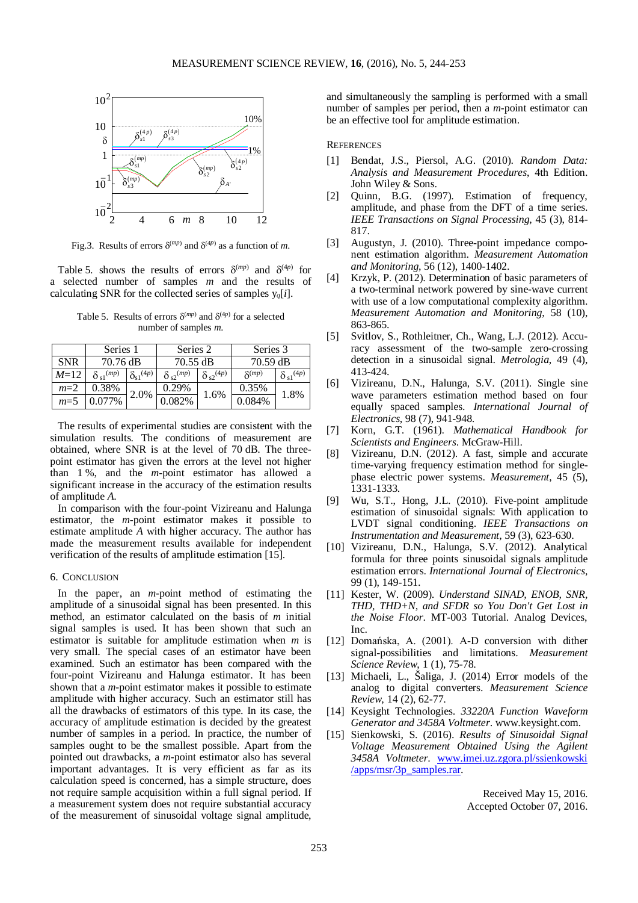$10^2$

10

δ

1

$10^{-1}$

$10^{-2}$

2 4 6 *m* 8 10 12

10%

1%

$\delta_{s1}^{(4p)}$ $\delta_{s3}^{(4p)}$

$\delta_{s1}^{(mp)}$

$\delta_{s3}^{(mp)}$

$\delta_{s2}^{(mp)}$

$\delta_{s2}^{(4p)}$

$\delta_{A'}$

Fig.3. Results of errors $\delta^{(mp)}$ and $\delta^{(4p)}$ as a function of $m$.

Table 5. shows the results of errors $\delta^{(mp)}$ and $\delta^{(4p)}$ for a selected number of samples $m$ and the results of calculating SNR for the collected series of samples $y_q[i]$.

Table 5. Results of errors $\delta^{(mp)}$ and $\delta^{(4p)}$ for a selected number of samples $m$.

| | Series 1 | | Series 2 | | Series 3 | |
|---|---|---|---|---|---|---|
| SNR | 70.76 dB | | 70.55 dB | | 70.59 dB | |
| $M$=12 | $\delta_{s1}^{(mp)}$ | $\delta_{s1}^{(4p)}$ | $\delta_{s2}^{(mp)}$ | $\delta_{s2}^{(4p)}$ | $\delta^{(mp)}$ | $\delta_{s1}^{(4p)}$ |
| $m$=2 | 0.38% | 2.0% | 0.29% | 1.6% | 0.35% | 1.8% |
| $m$=5 | 0.077% | | 0.082% | | 0.084% | |

The results of experimental studies are consistent with the simulation results. The conditions of measurement are obtained, where SNR is at the level of 70 dB. The three-point estimator has given the errors at the level not higher than 1 %, and the $m$-point estimator has allowed a significant increase in the accuracy of the estimation results of amplitude $A$.

In comparison with the four-point Vizireanu and Halunga estimator, the $m$-point estimator makes it possible to estimate amplitude $A$ with higher accuracy. The author has made the measurement results available for independent verification of the results of amplitude estimation [15].

## 6. Conclusion

In the paper, an $m$-point method of estimating the amplitude of a sinusoidal signal has been presented. In this method, an estimator calculated on the basis of $m$ initial signal samples is used. It has been shown that such an estimator is suitable for amplitude estimation when $m$ is very small. The special cases of an estimator have been examined. Such an estimator has been compared with the four-point Vizireanu and Halunga estimator. It has been shown that a $m$-point estimator makes it possible to estimate amplitude with higher accuracy. Such an estimator still has all the drawbacks of estimators of this type. In its case, the accuracy of amplitude estimation is decided by the greatest number of samples in a period. In practice, the number of samples ought to be the smallest possible. Apart from the pointed out drawbacks, a $m$-point estimator also has several important advantages. It is very efficient as far as its calculation speed is concerned, has a simple structure, does not require sample acquisition within a full signal period. If a measurement system does not require substantial accuracy of the measurement of sinusoidal voltage signal amplitude, and simultaneously the sampling is performed with a small number of samples per period, then a $m$-point estimator can be an effective tool for amplitude estimation.

## References

[1] Bendat, J.S., Piersol, A.G. (2010). *Random Data: Analysis and Measurement Procedures*, 4th Edition. John Wiley & Sons.

[2] Quinn, B.G. (1997). Estimation of frequency, amplitude, and phase from the DFT of a time series. *IEEE Transactions on Signal Processing*, 45 (3), 814-817.

[3] Augustyn, J. (2010). Three-point impedance component estimation algorithm. *Measurement Automation and Monitoring*, 56 (12), 1400-1402.

[4] Krzyk, P. (2012). Determination of basic parameters of a two-terminal network powered by sine-wave current with use of a low computational complexity algorithm. *Measurement Automation and Monitoring*, 58 (10), 863-865.

[5] Svitlov, S., Rothleitner, Ch., Wang, L.J. (2012). Accuracy assessment of the two-sample zero-crossing detection in a sinusoidal signal. *Metrologia*, 49 (4), 413-424.

[6] Vizireanu, D.N., Halunga, S.V. (2011). Single sine wave parameters estimation method based on four equally spaced samples. *International Journal of Electronics*, 98 (7), 941-948.

[7] Korn, G.T. (1961). *Mathematical Handbook for Scientists and Engineers*. McGraw-Hill.

[8] Vizireanu, D.N. (2012). A fast, simple and accurate time-varying frequency estimation method for single-phase electric power systems. *Measurement*, 45 (5), 1331-1333.

[9] Wu, S.T., Hong, J.L. (2010). Five-point amplitude estimation of sinusoidal signals: With application to LVDT signal conditioning. *IEEE Transactions on Instrumentation and Measurement*, 59 (3), 623-630.

[10] Vizireanu, D.N., Halunga, S.V. (2012). Analytical formula for three points sinusoidal signals amplitude estimation errors. *International Journal of Electronics*, 99 (1), 149-151.

[11] Kester, W. (2009). *Understand SINAD, ENOB, SNR, THD, THD+N, and SFDR so You Don't Get Lost in the Noise Floor*. MT-003 Tutorial. Analog Devices, Inc.

[12] Domańska, A. (2001). A-D conversion with dither signal-possibilities and limitations. *Measurement Science Review*, 1 (1), 75-78.

[13] Michaeli, L., Šaliga, J. (2014) Error models of the analog to digital converters. *Measurement Science Review*, 14 (2), 62-77.

[14] Keysight Technologies. *33220A Function Waveform Generator and 3458A Voltmeter*. www.keysight.com.

[15] Sienkowski, S. (2016). *Results of Sinusoidal Signal Voltage Measurement Obtained Using the Agilent 3458A Voltmeter*. www.imei.uz.zgora.pl/ssienkowski/apps/msr/3p_samples.rar.

Received May 15, 2016.
Accepted October 07, 2016.